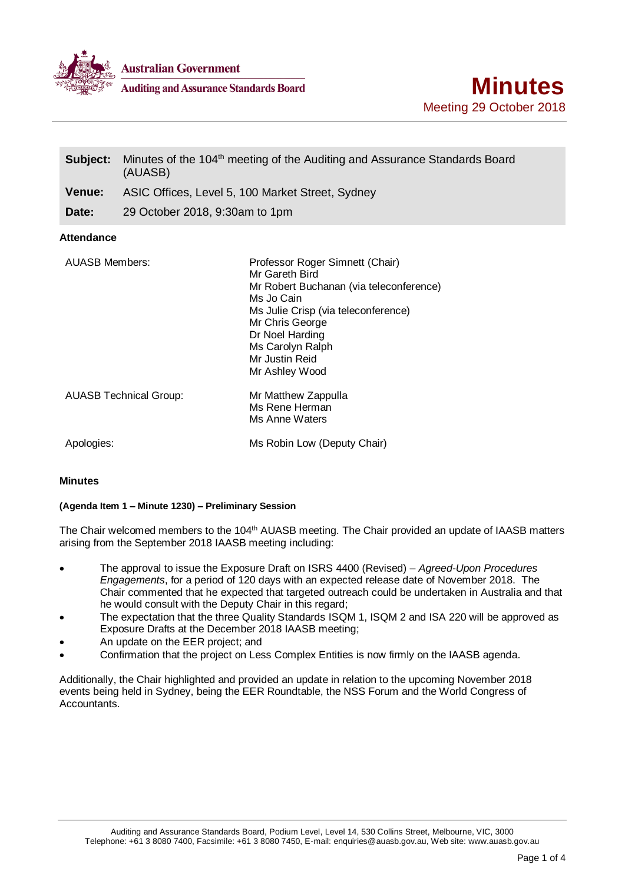Australian Government
Auditing and Assurance Standards Board

# Minutes

Meeting 29 October 2018

| | |
|---|---|
| **Subject:** | Minutes of the 104th meeting of the Auditing and Assurance Standards Board (AUASB) |
| **Venue:** | ASIC Offices, Level 5, 100 Market Street, Sydney |
| **Date:** | 29 October 2018, 9:30am to 1pm |

**Attendance**

| | |
|---|---|
| AUASB Members: | Professor Roger Simnett (Chair)<br>Mr Gareth Bird<br>Mr Robert Buchanan (via teleconference)<br>Ms Jo Cain<br>Ms Julie Crisp (via teleconference)<br>Mr Chris George<br>Dr Noel Harding<br>Ms Carolyn Ralph<br>Mr Justin Reid<br>Mr Ashley Wood |
| AUASB Technical Group: | Mr Matthew Zappulla<br>Ms Rene Herman<br>Ms Anne Waters |
| Apologies: | Ms Robin Low (Deputy Chair) |

**Minutes**

**(Agenda Item 1 – Minute 1230) – Preliminary Session**

The Chair welcomed members to the 104th AUASB meeting. The Chair provided an update of IAASB matters arising from the September 2018 IAASB meeting including:

- The approval to issue the Exposure Draft on ISRS 4400 (Revised) – *Agreed-Upon Procedures Engagements*, for a period of 120 days with an expected release date of November 2018. The Chair commented that he expected that targeted outreach could be undertaken in Australia and that he would consult with the Deputy Chair in this regard;
- The expectation that the three Quality Standards ISQM 1, ISQM 2 and ISA 220 will be approved as Exposure Drafts at the December 2018 IAASB meeting;
- An update on the EER project; and
- Confirmation that the project on Less Complex Entities is now firmly on the IAASB agenda.

Additionally, the Chair highlighted and provided an update in relation to the upcoming November 2018 events being held in Sydney, being the EER Roundtable, the NSS Forum and the World Congress of Accountants.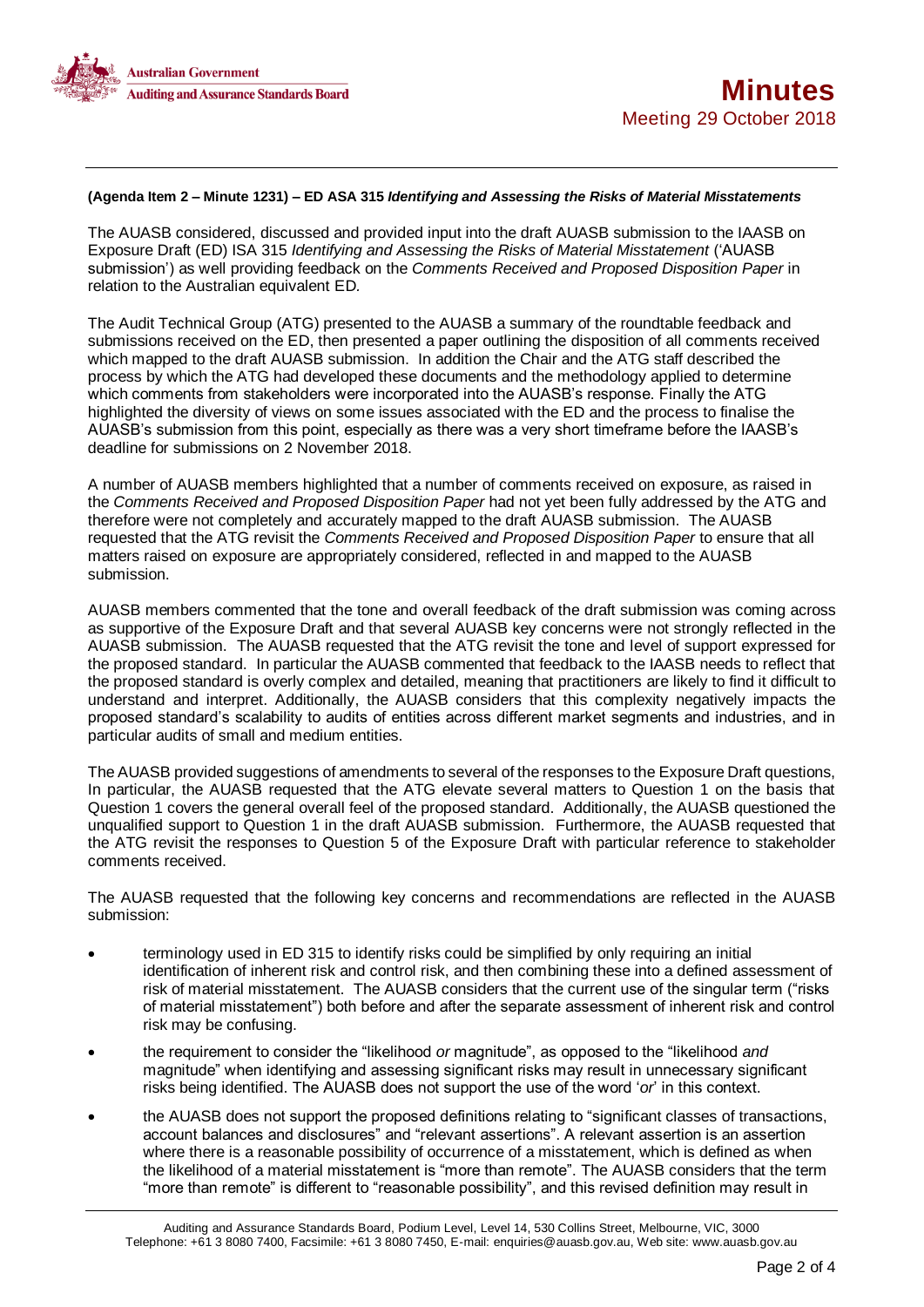**(Agenda Item 2 – Minute 1231) – ED ASA 315 *Identifying and Assessing the Risks of Material Misstatements***

The AUASB considered, discussed and provided input into the draft AUASB submission to the IAASB on Exposure Draft (ED) ISA 315 *Identifying and Assessing the Risks of Material Misstatement* ('AUASB submission') as well providing feedback on the *Comments Received and Proposed Disposition Paper* in relation to the Australian equivalent ED.

The Audit Technical Group (ATG) presented to the AUASB a summary of the roundtable feedback and submissions received on the ED, then presented a paper outlining the disposition of all comments received which mapped to the draft AUASB submission. In addition the Chair and the ATG staff described the process by which the ATG had developed these documents and the methodology applied to determine which comments from stakeholders were incorporated into the AUASB's response. Finally the ATG highlighted the diversity of views on some issues associated with the ED and the process to finalise the AUASB's submission from this point, especially as there was a very short timeframe before the IAASB's deadline for submissions on 2 November 2018.

A number of AUASB members highlighted that a number of comments received on exposure, as raised in the *Comments Received and Proposed Disposition Paper* had not yet been fully addressed by the ATG and therefore were not completely and accurately mapped to the draft AUASB submission. The AUASB requested that the ATG revisit the *Comments Received and Proposed Disposition Paper* to ensure that all matters raised on exposure are appropriately considered, reflected in and mapped to the AUASB submission.

AUASB members commented that the tone and overall feedback of the draft submission was coming across as supportive of the Exposure Draft and that several AUASB key concerns were not strongly reflected in the AUASB submission. The AUASB requested that the ATG revisit the tone and level of support expressed for the proposed standard. In particular the AUASB commented that feedback to the IAASB needs to reflect that the proposed standard is overly complex and detailed, meaning that practitioners are likely to find it difficult to understand and interpret. Additionally, the AUASB considers that this complexity negatively impacts the proposed standard's scalability to audits of entities across different market segments and industries, and in particular audits of small and medium entities.

The AUASB provided suggestions of amendments to several of the responses to the Exposure Draft questions, In particular, the AUASB requested that the ATG elevate several matters to Question 1 on the basis that Question 1 covers the general overall feel of the proposed standard. Additionally, the AUASB questioned the unqualified support to Question 1 in the draft AUASB submission. Furthermore, the AUASB requested that the ATG revisit the responses to Question 5 of the Exposure Draft with particular reference to stakeholder comments received.

The AUASB requested that the following key concerns and recommendations are reflected in the AUASB submission:

- terminology used in ED 315 to identify risks could be simplified by only requiring an initial identification of inherent risk and control risk, and then combining these into a defined assessment of risk of material misstatement. The AUASB considers that the current use of the singular term ("risks of material misstatement") both before and after the separate assessment of inherent risk and control risk may be confusing.
- the requirement to consider the "likelihood *or* magnitude", as opposed to the "likelihood *and* magnitude" when identifying and assessing significant risks may result in unnecessary significant risks being identified. The AUASB does not support the use of the word '*or*' in this context.
- the AUASB does not support the proposed definitions relating to "significant classes of transactions, account balances and disclosures" and "relevant assertions". A relevant assertion is an assertion where there is a reasonable possibility of occurrence of a misstatement, which is defined as when the likelihood of a material misstatement is "more than remote". The AUASB considers that the term "more than remote" is different to "reasonable possibility", and this revised definition may result in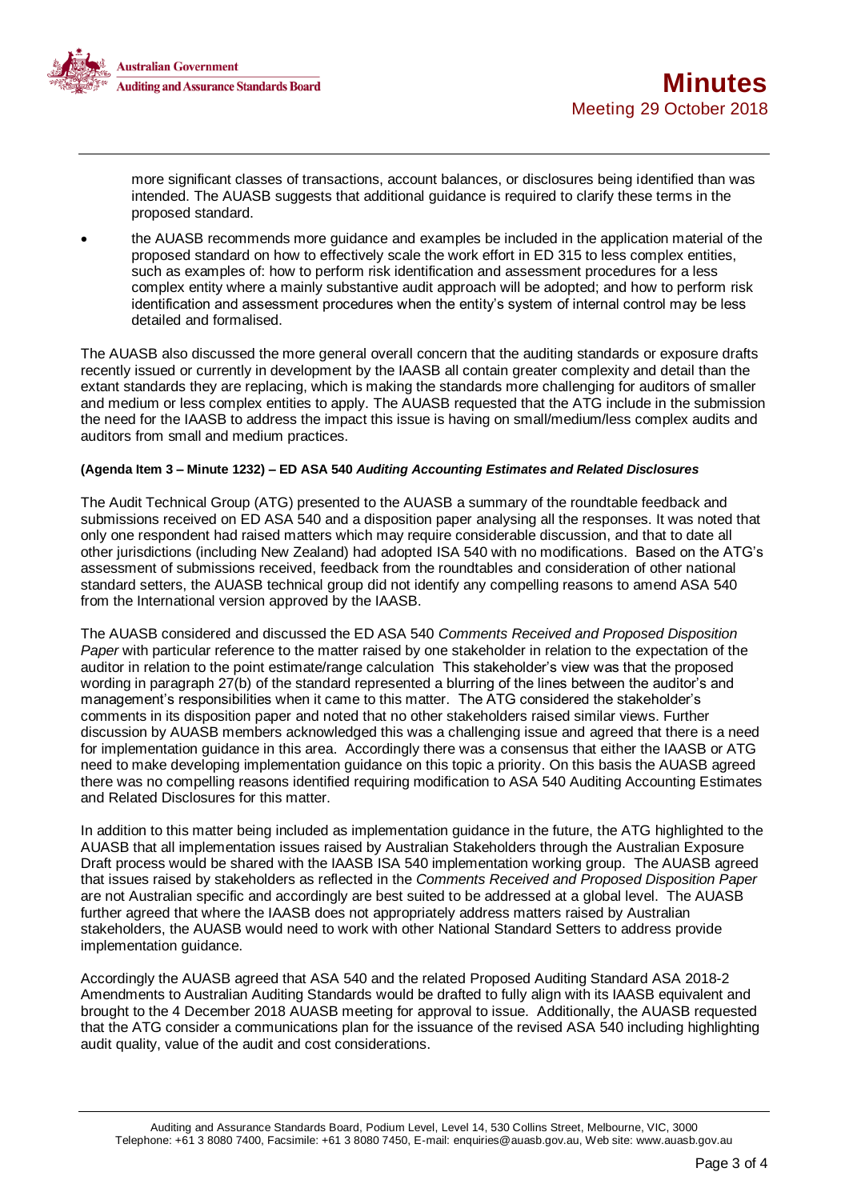more significant classes of transactions, account balances, or disclosures being identified than was intended. The AUASB suggests that additional guidance is required to clarify these terms in the proposed standard.

- the AUASB recommends more guidance and examples be included in the application material of the proposed standard on how to effectively scale the work effort in ED 315 to less complex entities, such as examples of: how to perform risk identification and assessment procedures for a less complex entity where a mainly substantive audit approach will be adopted; and how to perform risk identification and assessment procedures when the entity's system of internal control may be less detailed and formalised.

The AUASB also discussed the more general overall concern that the auditing standards or exposure drafts recently issued or currently in development by the IAASB all contain greater complexity and detail than the extant standards they are replacing, which is making the standards more challenging for auditors of smaller and medium or less complex entities to apply. The AUASB requested that the ATG include in the submission the need for the IAASB to address the impact this issue is having on small/medium/less complex audits and auditors from small and medium practices.

**(Agenda Item 3 – Minute 1232) – ED ASA 540 *Auditing Accounting Estimates and Related Disclosures***

The Audit Technical Group (ATG) presented to the AUASB a summary of the roundtable feedback and submissions received on ED ASA 540 and a disposition paper analysing all the responses. It was noted that only one respondent had raised matters which may require considerable discussion, and that to date all other jurisdictions (including New Zealand) had adopted ISA 540 with no modifications. Based on the ATG's assessment of submissions received, feedback from the roundtables and consideration of other national standard setters, the AUASB technical group did not identify any compelling reasons to amend ASA 540 from the International version approved by the IAASB.

The AUASB considered and discussed the ED ASA 540 *Comments Received and Proposed Disposition Paper* with particular reference to the matter raised by one stakeholder in relation to the expectation of the auditor in relation to the point estimate/range calculation This stakeholder's view was that the proposed wording in paragraph 27(b) of the standard represented a blurring of the lines between the auditor's and management's responsibilities when it came to this matter. The ATG considered the stakeholder's comments in its disposition paper and noted that no other stakeholders raised similar views. Further discussion by AUASB members acknowledged this was a challenging issue and agreed that there is a need for implementation guidance in this area. Accordingly there was a consensus that either the IAASB or ATG need to make developing implementation guidance on this topic a priority. On this basis the AUASB agreed there was no compelling reasons identified requiring modification to ASA 540 Auditing Accounting Estimates and Related Disclosures for this matter.

In addition to this matter being included as implementation guidance in the future, the ATG highlighted to the AUASB that all implementation issues raised by Australian Stakeholders through the Australian Exposure Draft process would be shared with the IAASB ISA 540 implementation working group. The AUASB agreed that issues raised by stakeholders as reflected in the *Comments Received and Proposed Disposition Paper* are not Australian specific and accordingly are best suited to be addressed at a global level. The AUASB further agreed that where the IAASB does not appropriately address matters raised by Australian stakeholders, the AUASB would need to work with other National Standard Setters to address provide implementation guidance.

Accordingly the AUASB agreed that ASA 540 and the related Proposed Auditing Standard ASA 2018-2 Amendments to Australian Auditing Standards would be drafted to fully align with its IAASB equivalent and brought to the 4 December 2018 AUASB meeting for approval to issue. Additionally, the AUASB requested that the ATG consider a communications plan for the issuance of the revised ASA 540 including highlighting audit quality, value of the audit and cost considerations.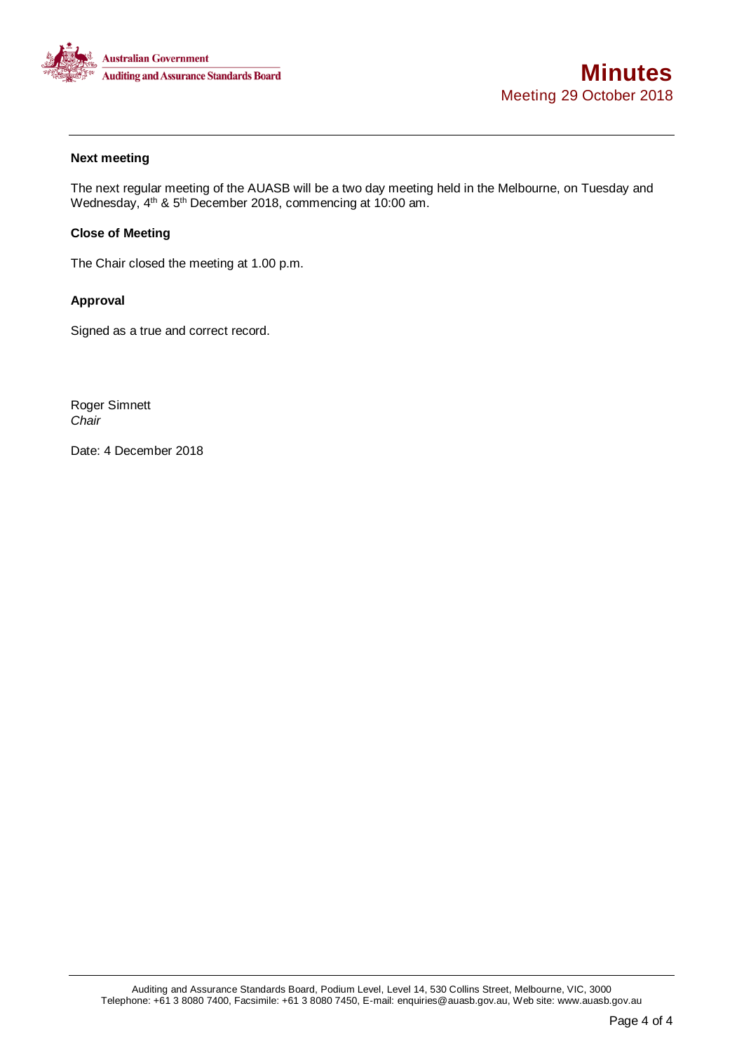### Next meeting

The next regular meeting of the AUASB will be a two day meeting held in the Melbourne, on Tuesday and Wednesday, 4th & 5th December 2018, commencing at 10:00 am.

### Close of Meeting

The Chair closed the meeting at 1.00 p.m.

### Approval

Signed as a true and correct record.

Roger Simnett
*Chair*

Date: 4 December 2018